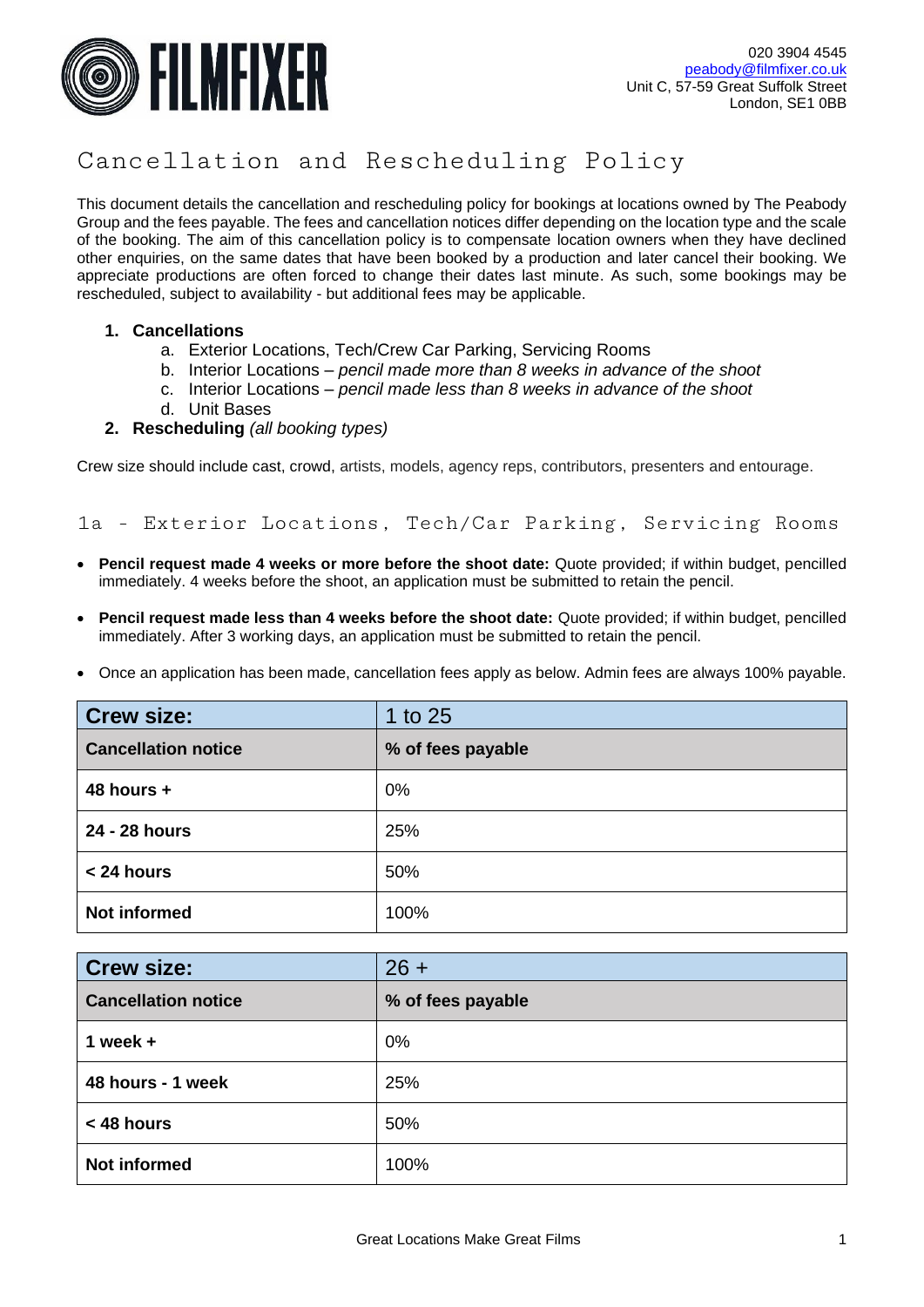FILMFIXER

020 3904 4545
peabody@filmfixer.co.uk
Unit C, 57-59 Great Suffolk Street
London, SE1 0BB

# Cancellation and Rescheduling Policy

This document details the cancellation and rescheduling policy for bookings at locations owned by The Peabody Group and the fees payable. The fees and cancellation notices differ depending on the location type and the scale of the booking. The aim of this cancellation policy is to compensate location owners when they have declined other enquiries, on the same dates that have been booked by a production and later cancel their booking. We appreciate productions are often forced to change their dates last minute. As such, some bookings may be rescheduled, subject to availability - but additional fees may be applicable.

1. **Cancellations**
   a. Exterior Locations, Tech/Crew Car Parking, Servicing Rooms
   b. Interior Locations – *pencil made more than 8 weeks in advance of the shoot*
   c. Interior Locations – *pencil made less than 8 weeks in advance of the shoot*
   d. Unit Bases
2. **Rescheduling** *(all booking types)*

Crew size should include cast, crowd, artists, models, agency reps, contributors, presenters and entourage.

## 1a - Exterior Locations, Tech/Car Parking, Servicing Rooms

- **Pencil request made 4 weeks or more before the shoot date:** Quote provided; if within budget, pencilled immediately. 4 weeks before the shoot, an application must be submitted to retain the pencil.
- **Pencil request made less than 4 weeks before the shoot date:** Quote provided; if within budget, pencilled immediately. After 3 working days, an application must be submitted to retain the pencil.
- Once an application has been made, cancellation fees apply as below. Admin fees are always 100% payable.

| Crew size: | 1 to 25 |
|---|---|
| **Cancellation notice** | **% of fees payable** |
| **48 hours +** | 0% |
| **24 - 28 hours** | 25% |
| **< 24 hours** | 50% |
| **Not informed** | 100% |

| Crew size: | 26 + |
|---|---|
| **Cancellation notice** | **% of fees payable** |
| **1 week +** | 0% |
| **48 hours - 1 week** | 25% |
| **< 48 hours** | 50% |
| **Not informed** | 100% |

Great Locations Make Great Films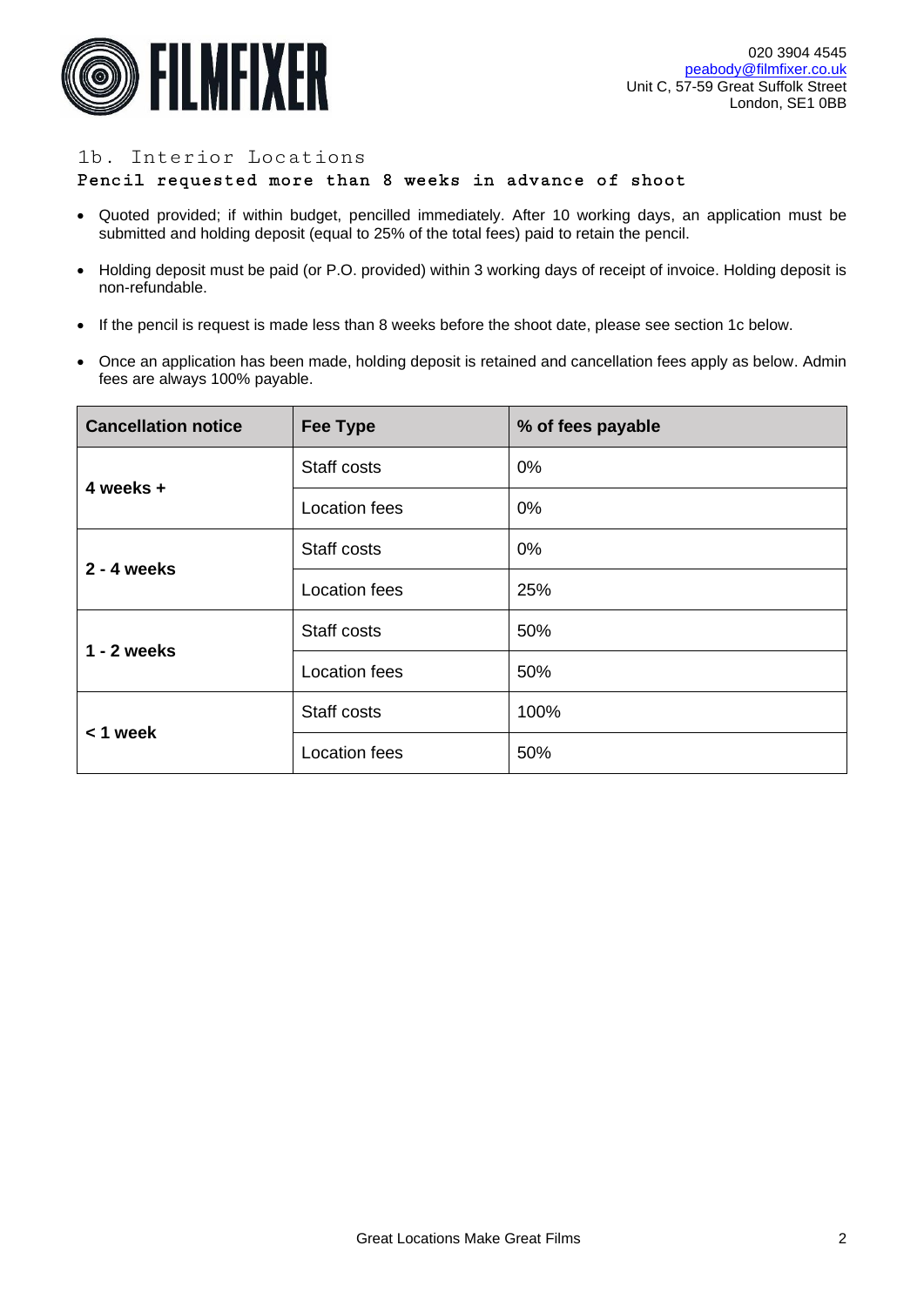## 1b. Interior Locations

**Pencil requested more than 8 weeks in advance of shoot**

- Quoted provided; if within budget, pencilled immediately. After 10 working days, an application must be submitted and holding deposit (equal to 25% of the total fees) paid to retain the pencil.
- Holding deposit must be paid (or P.O. provided) within 3 working days of receipt of invoice. Holding deposit is non-refundable.
- If the pencil is request is made less than 8 weeks before the shoot date, please see section 1c below.
- Once an application has been made, holding deposit is retained and cancellation fees apply as below. Admin fees are always 100% payable.

| Cancellation notice | Fee Type | % of fees payable |
|---|---|---|
| **4 weeks +** | Staff costs | 0% |
| | Location fees | 0% |
| **2 - 4 weeks** | Staff costs | 0% |
| | Location fees | 25% |
| **1 - 2 weeks** | Staff costs | 50% |
| | Location fees | 50% |
| **< 1 week** | Staff costs | 100% |
| | Location fees | 50% |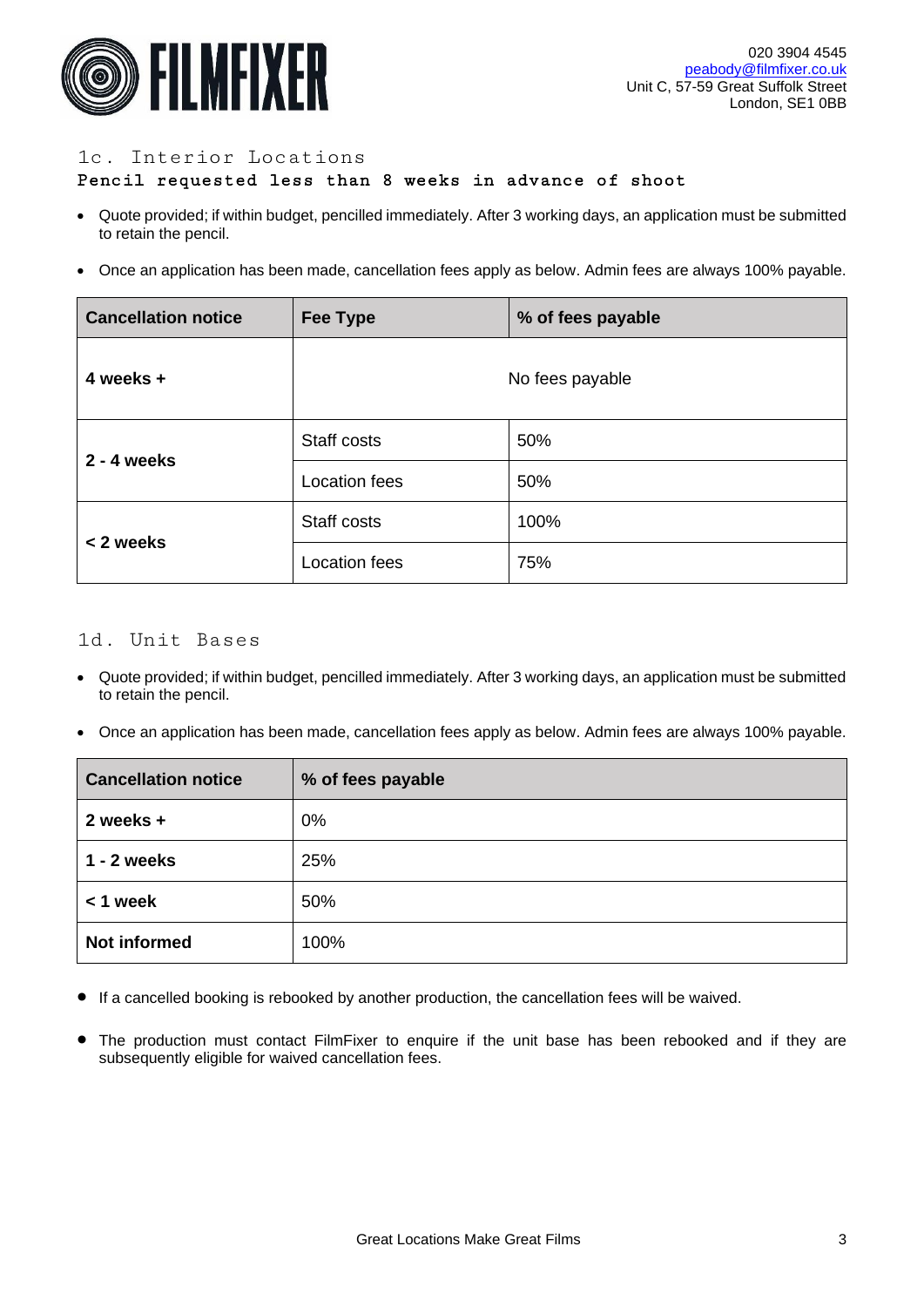## 1c. Interior Locations

**Pencil requested less than 8 weeks in advance of shoot**

- Quote provided; if within budget, pencilled immediately. After 3 working days, an application must be submitted to retain the pencil.
- Once an application has been made, cancellation fees apply as below. Admin fees are always 100% payable.

| Cancellation notice | Fee Type | % of fees payable |
|---|---|---|
| **4 weeks +** | No fees payable | |
| **2 - 4 weeks** | Staff costs | 50% |
| | Location fees | 50% |
| **< 2 weeks** | Staff costs | 100% |
| | Location fees | 75% |

## 1d. Unit Bases

- Quote provided; if within budget, pencilled immediately. After 3 working days, an application must be submitted to retain the pencil.
- Once an application has been made, cancellation fees apply as below. Admin fees are always 100% payable.

| Cancellation notice | % of fees payable |
|---|---|
| **2 weeks +** | 0% |
| **1 - 2 weeks** | 25% |
| **< 1 week** | 50% |
| **Not informed** | 100% |

- If a cancelled booking is rebooked by another production, the cancellation fees will be waived.
- The production must contact FilmFixer to enquire if the unit base has been rebooked and if they are subsequently eligible for waived cancellation fees.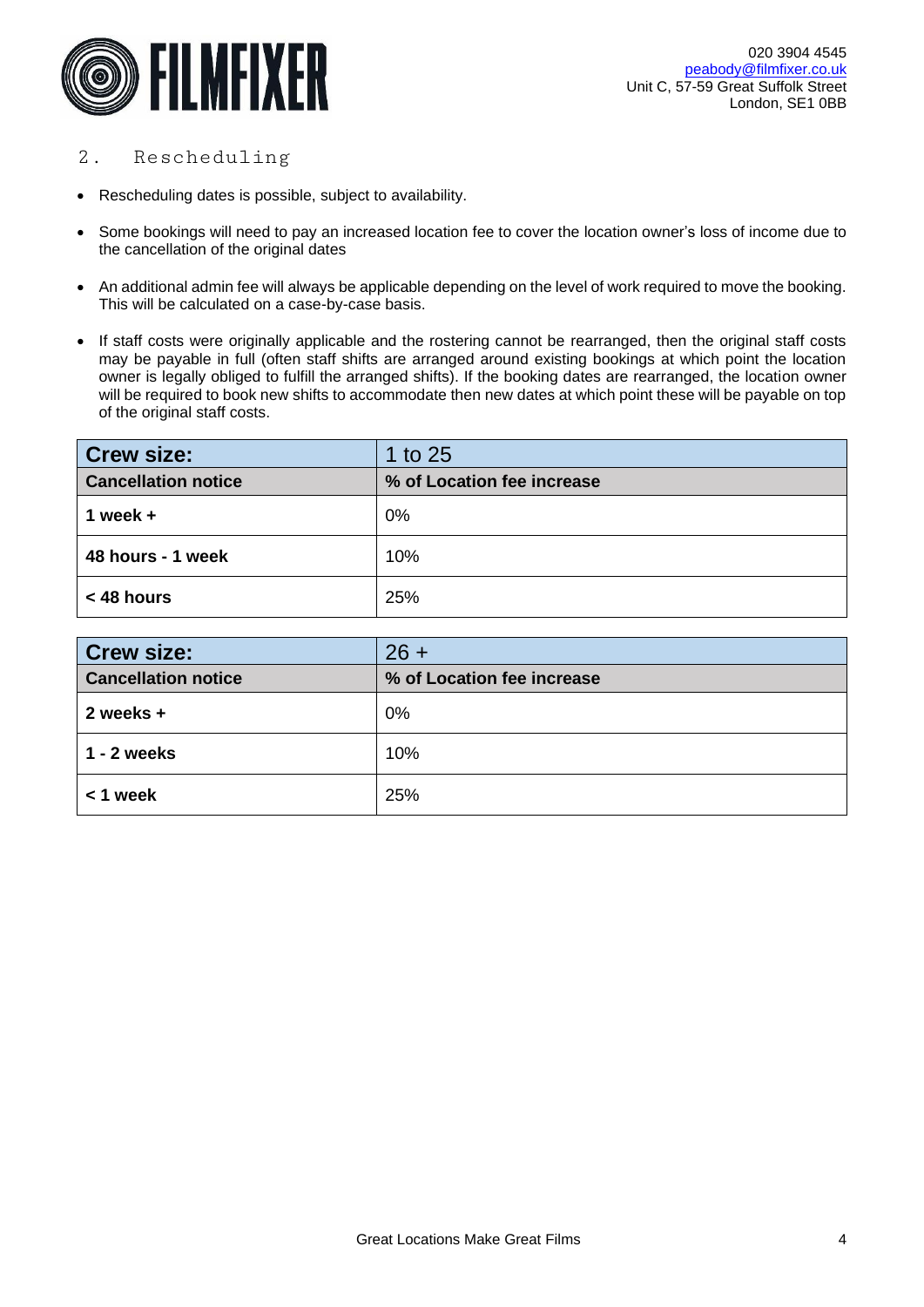## 2. Rescheduling

- Rescheduling dates is possible, subject to availability.
- Some bookings will need to pay an increased location fee to cover the location owner's loss of income due to the cancellation of the original dates
- An additional admin fee will always be applicable depending on the level of work required to move the booking. This will be calculated on a case-by-case basis.
- If staff costs were originally applicable and the rostering cannot be rearranged, then the original staff costs may be payable in full (often staff shifts are arranged around existing bookings at which point the location owner is legally obliged to fulfill the arranged shifts). If the booking dates are rearranged, the location owner will be required to book new shifts to accommodate then new dates at which point these will be payable on top of the original staff costs.

| **Crew size:** | 1 to 25 |
|---|---|
| **Cancellation notice** | **% of Location fee increase** |
| **1 week +** | 0% |
| **48 hours - 1 week** | 10% |
| **< 48 hours** | 25% |

| **Crew size:** | 26 + |
|---|---|
| **Cancellation notice** | **% of Location fee increase** |
| **2 weeks +** | 0% |
| **1 - 2 weeks** | 10% |
| **< 1 week** | 25% |